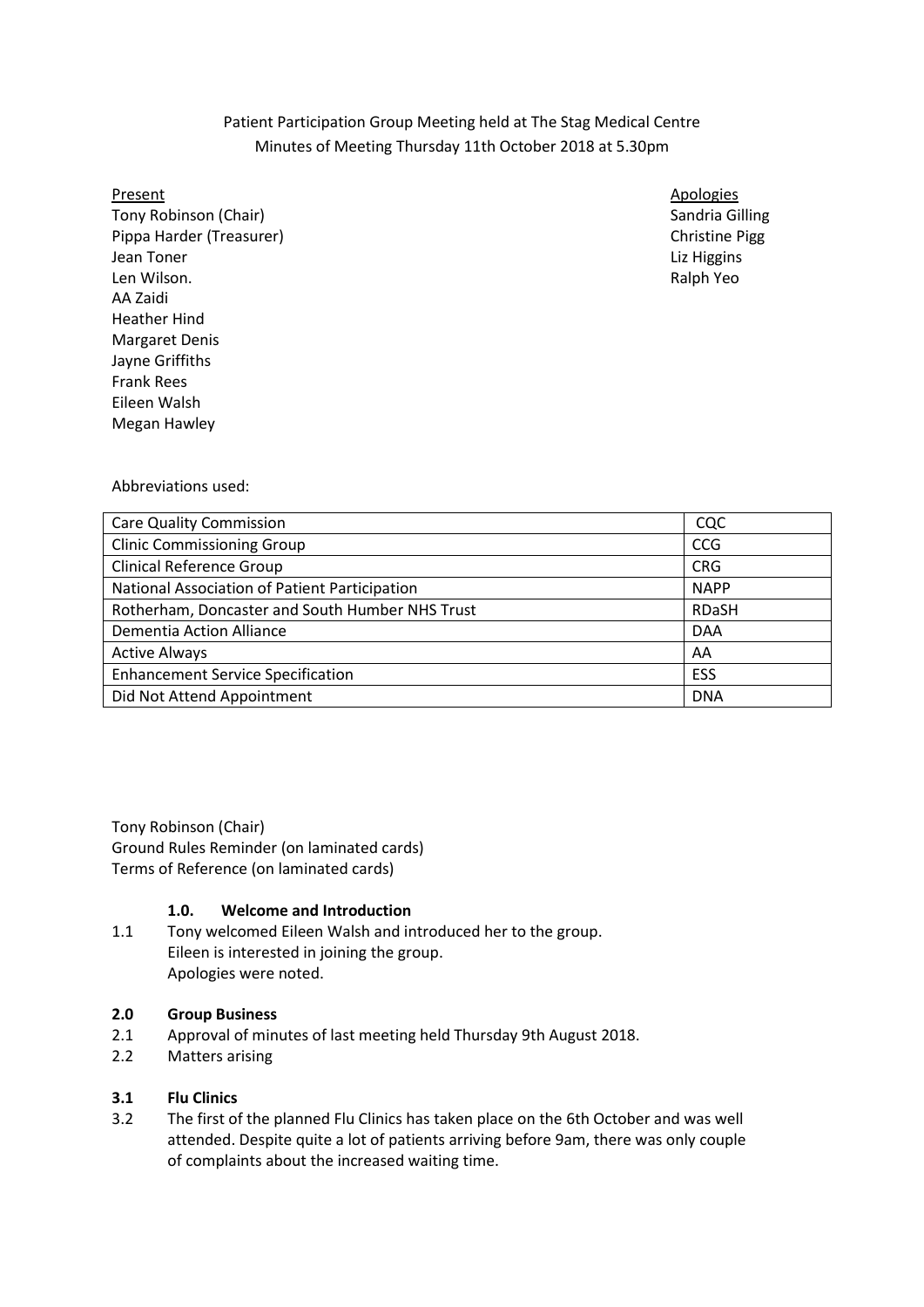Patient Participation Group Meeting held at The Stag Medical Centre
Minutes of Meeting Thursday 11th October 2018 at 5.30pm

Present
Tony Robinson (Chair)
Pippa Harder (Treasurer)
Jean Toner
Len Wilson.
AA Zaidi
Heather Hind
Margaret Denis
Jayne Griffiths
Frank Rees
Eileen Walsh
Megan Hawley

Apologies
Sandria Gilling
Christine Pigg
Liz Higgins
Ralph Yeo

Abbreviations used:

| | |
|---|---|
| Care Quality Commission | CQC |
| Clinic Commissioning Group | CCG |
| Clinical Reference Group | CRG |
| National Association of Patient Participation | NAPP |
| Rotherham, Doncaster and South Humber NHS Trust | RDaSH |
| Dementia Action Alliance | DAA |
| Active Always | AA |
| Enhancement Service Specification | ESS |
| Did Not Attend Appointment | DNA |

Tony Robinson (Chair)
Ground Rules Reminder (on laminated cards)
Terms of Reference (on laminated cards)

**1.0. Welcome and Introduction**

1.1 Tony welcomed Eileen Walsh and introduced her to the group.
Eileen is interested in joining the group.
Apologies were noted.

**2.0 Group Business**

2.1 Approval of minutes of last meeting held Thursday 9th August 2018.

2.2 Matters arising

**3.1 Flu Clinics**

3.2 The first of the planned Flu Clinics has taken place on the 6th October and was well attended. Despite quite a lot of patients arriving before 9am, there was only couple of complaints about the increased waiting time.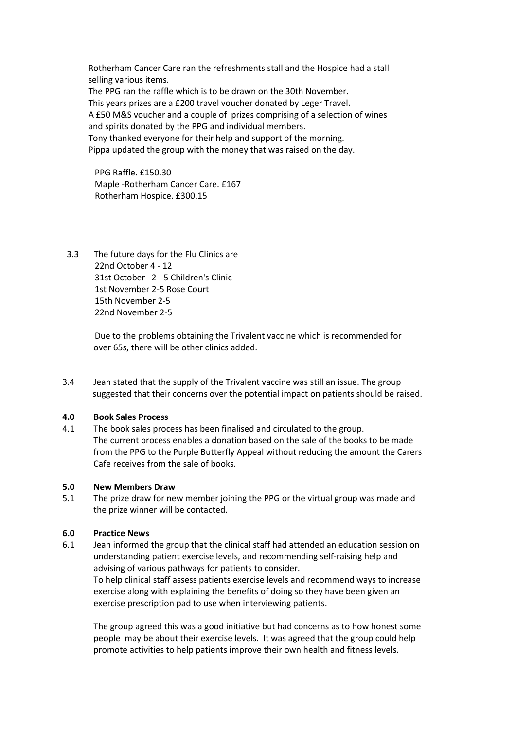Rotherham Cancer Care ran the refreshments stall and the Hospice had a stall selling various items.
The PPG ran the raffle which is to be drawn on the 30th November.
This years prizes are a £200 travel voucher donated by Leger Travel.
A £50 M&S voucher and a couple of prizes comprising of a selection of wines and spirits donated by the PPG and individual members.
Tony thanked everyone for their help and support of the morning.
Pippa updated the group with the money that was raised on the day.

PPG Raffle. £150.30
Maple -Rotherham Cancer Care. £167
Rotherham Hospice. £300.15

3.3 The future days for the Flu Clinics are
22nd October 4 - 12
31st October 2 - 5 Children's Clinic
1st November 2-5 Rose Court
15th November 2-5
22nd November 2-5

Due to the problems obtaining the Trivalent vaccine which is recommended for over 65s, there will be other clinics added.

3.4 Jean stated that the supply of the Trivalent vaccine was still an issue. The group suggested that their concerns over the potential impact on patients should be raised.

**4.0 Book Sales Process**

4.1 The book sales process has been finalised and circulated to the group.
The current process enables a donation based on the sale of the books to be made from the PPG to the Purple Butterfly Appeal without reducing the amount the Carers Cafe receives from the sale of books.

**5.0 New Members Draw**

5.1 The prize draw for new member joining the PPG or the virtual group was made and the prize winner will be contacted.

**6.0 Practice News**

6.1 Jean informed the group that the clinical staff had attended an education session on understanding patient exercise levels, and recommending self-raising help and advising of various pathways for patients to consider.
To help clinical staff assess patients exercise levels and recommend ways to increase exercise along with explaining the benefits of doing so they have been given an exercise prescription pad to use when interviewing patients.

The group agreed this was a good initiative but had concerns as to how honest some people may be about their exercise levels. It was agreed that the group could help promote activities to help patients improve their own health and fitness levels.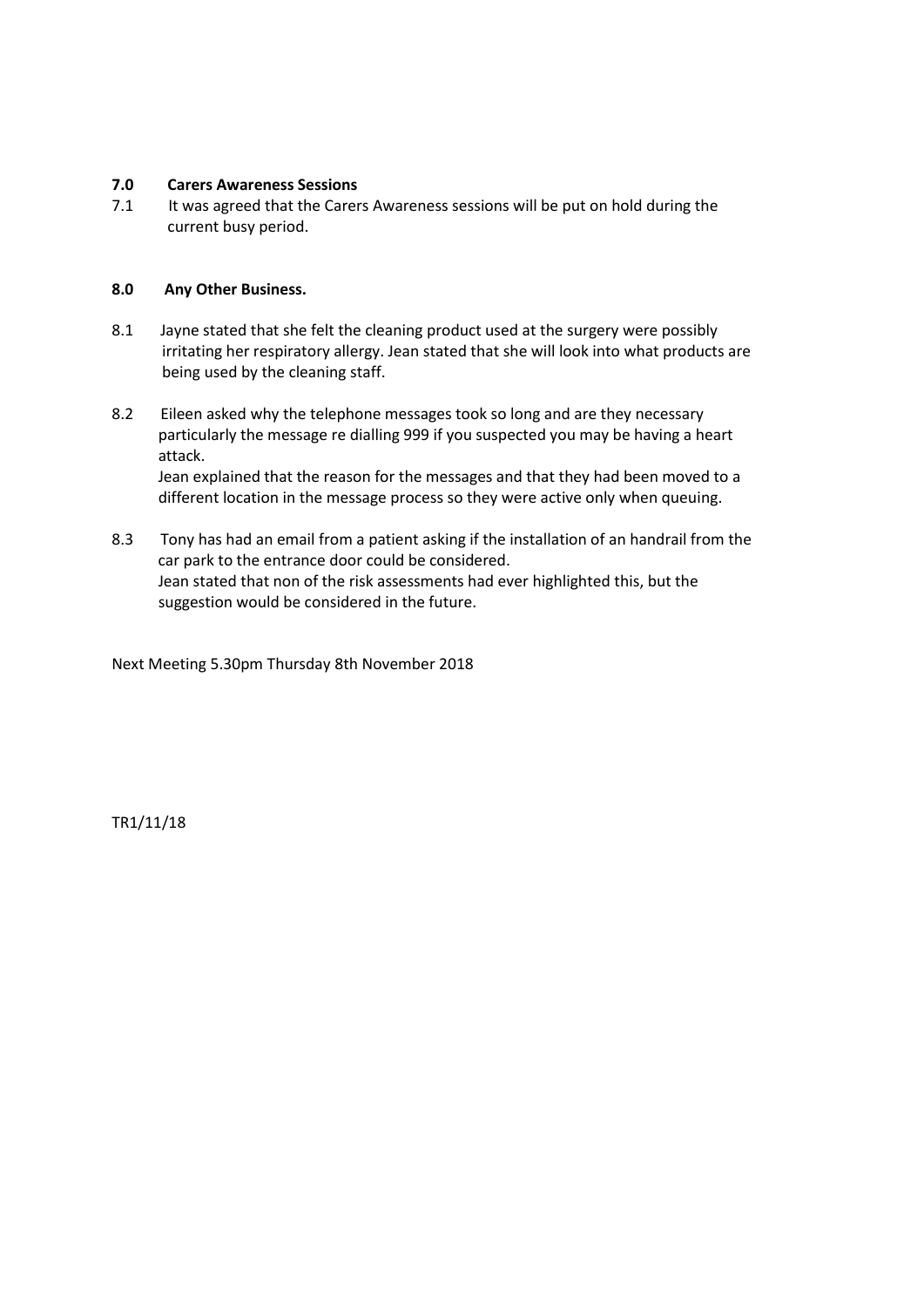**7.0 Carers Awareness Sessions**

7.1 It was agreed that the Carers Awareness sessions will be put on hold during the current busy period.

**8.0 Any Other Business.**

8.1 Jayne stated that she felt the cleaning product used at the surgery were possibly irritating her respiratory allergy. Jean stated that she will look into what products are being used by the cleaning staff.

8.2 Eileen asked why the telephone messages took so long and are they necessary particularly the message re dialling 999 if you suspected you may be having a heart attack.
Jean explained that the reason for the messages and that they had been moved to a different location in the message process so they were active only when queuing.

8.3 Tony has had an email from a patient asking if the installation of an handrail from the car park to the entrance door could be considered.
Jean stated that non of the risk assessments had ever highlighted this, but the suggestion would be considered in the future.

Next Meeting 5.30pm Thursday 8th November 2018

TR1/11/18